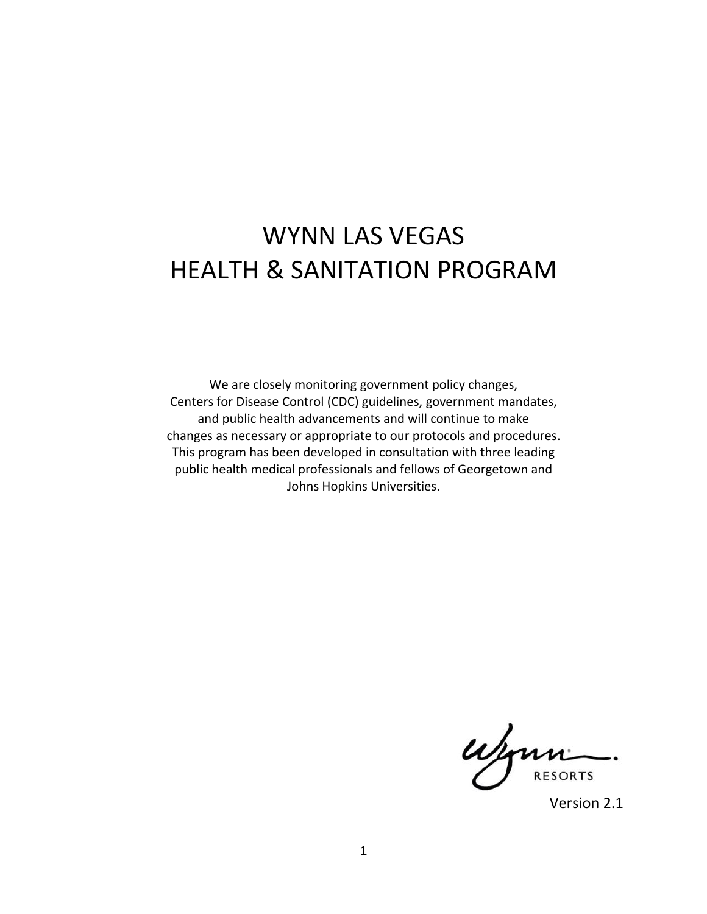# WYNN LAS VEGAS
# HEALTH & SANITATION PROGRAM

We are closely monitoring government policy changes, Centers for Disease Control (CDC) guidelines, government mandates, and public health advancements and will continue to make changes as necessary or appropriate to our protocols and procedures. This program has been developed in consultation with three leading public health medical professionals and fellows of Georgetown and Johns Hopkins Universities.

Wynn RESORTS

Version 2.1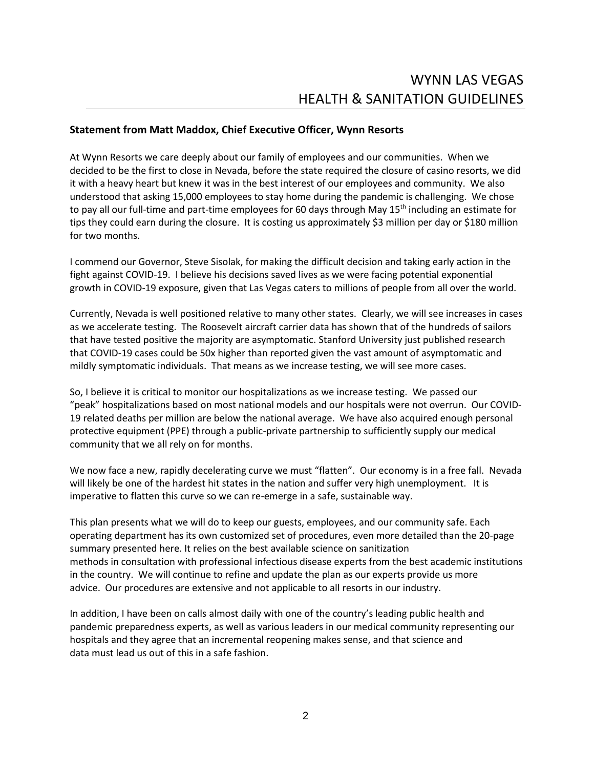## Statement from Matt Maddox, Chief Executive Officer, Wynn Resorts

At Wynn Resorts we care deeply about our family of employees and our communities. When we decided to be the first to close in Nevada, before the state required the closure of casino resorts, we did it with a heavy heart but knew it was in the best interest of our employees and community. We also understood that asking 15,000 employees to stay home during the pandemic is challenging. We chose to pay all our full-time and part-time employees for 60 days through May 15th including an estimate for tips they could earn during the closure. It is costing us approximately $3 million per day or $180 million for two months.

I commend our Governor, Steve Sisolak, for making the difficult decision and taking early action in the fight against COVID-19. I believe his decisions saved lives as we were facing potential exponential growth in COVID-19 exposure, given that Las Vegas caters to millions of people from all over the world.

Currently, Nevada is well positioned relative to many other states. Clearly, we will see increases in cases as we accelerate testing. The Roosevelt aircraft carrier data has shown that of the hundreds of sailors that have tested positive the majority are asymptomatic. Stanford University just published research that COVID-19 cases could be 50x higher than reported given the vast amount of asymptomatic and mildly symptomatic individuals. That means as we increase testing, we will see more cases.

So, I believe it is critical to monitor our hospitalizations as we increase testing. We passed our "peak" hospitalizations based on most national models and our hospitals were not overrun. Our COVID-19 related deaths per million are below the national average. We have also acquired enough personal protective equipment (PPE) through a public-private partnership to sufficiently supply our medical community that we all rely on for months.

We now face a new, rapidly decelerating curve we must "flatten". Our economy is in a free fall. Nevada will likely be one of the hardest hit states in the nation and suffer very high unemployment. It is imperative to flatten this curve so we can re-emerge in a safe, sustainable way.

This plan presents what we will do to keep our guests, employees, and our community safe. Each operating department has its own customized set of procedures, even more detailed than the 20-page summary presented here. It relies on the best available science on sanitization methods in consultation with professional infectious disease experts from the best academic institutions in the country. We will continue to refine and update the plan as our experts provide us more advice. Our procedures are extensive and not applicable to all resorts in our industry.

In addition, I have been on calls almost daily with one of the country's leading public health and pandemic preparedness experts, as well as various leaders in our medical community representing our hospitals and they agree that an incremental reopening makes sense, and that science and data must lead us out of this in a safe fashion.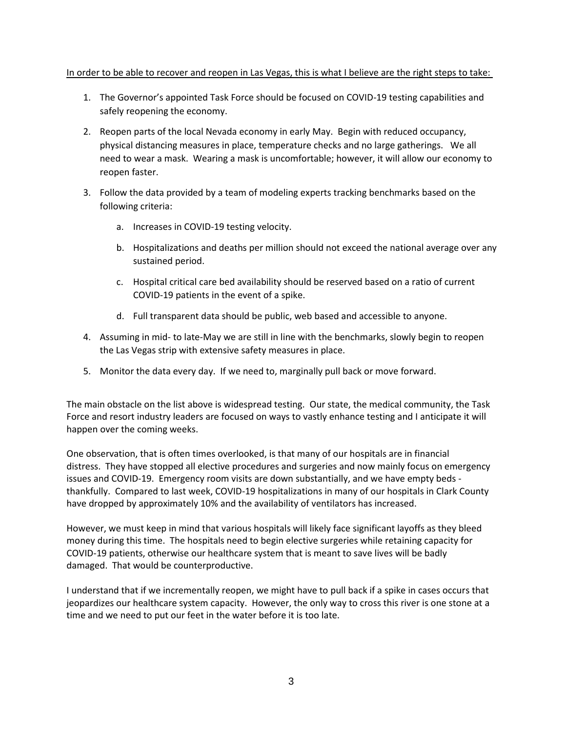<u>In order to be able to recover and reopen in Las Vegas, this is what I believe are the right steps to take:</u>

1. The Governor's appointed Task Force should be focused on COVID-19 testing capabilities and safely reopening the economy.

2. Reopen parts of the local Nevada economy in early May. Begin with reduced occupancy, physical distancing measures in place, temperature checks and no large gatherings. We all need to wear a mask. Wearing a mask is uncomfortable; however, it will allow our economy to reopen faster.

3. Follow the data provided by a team of modeling experts tracking benchmarks based on the following criteria:

    a. Increases in COVID-19 testing velocity.

    b. Hospitalizations and deaths per million should not exceed the national average over any sustained period.

    c. Hospital critical care bed availability should be reserved based on a ratio of current COVID-19 patients in the event of a spike.

    d. Full transparent data should be public, web based and accessible to anyone.

4. Assuming in mid- to late-May we are still in line with the benchmarks, slowly begin to reopen the Las Vegas strip with extensive safety measures in place.

5. Monitor the data every day. If we need to, marginally pull back or move forward.

The main obstacle on the list above is widespread testing. Our state, the medical community, the Task Force and resort industry leaders are focused on ways to vastly enhance testing and I anticipate it will happen over the coming weeks.

One observation, that is often times overlooked, is that many of our hospitals are in financial distress. They have stopped all elective procedures and surgeries and now mainly focus on emergency issues and COVID-19. Emergency room visits are down substantially, and we have empty beds - thankfully. Compared to last week, COVID-19 hospitalizations in many of our hospitals in Clark County have dropped by approximately 10% and the availability of ventilators has increased.

However, we must keep in mind that various hospitals will likely face significant layoffs as they bleed money during this time. The hospitals need to begin elective surgeries while retaining capacity for COVID-19 patients, otherwise our healthcare system that is meant to save lives will be badly damaged. That would be counterproductive.

I understand that if we incrementally reopen, we might have to pull back if a spike in cases occurs that jeopardizes our healthcare system capacity. However, the only way to cross this river is one stone at a time and we need to put our feet in the water before it is too late.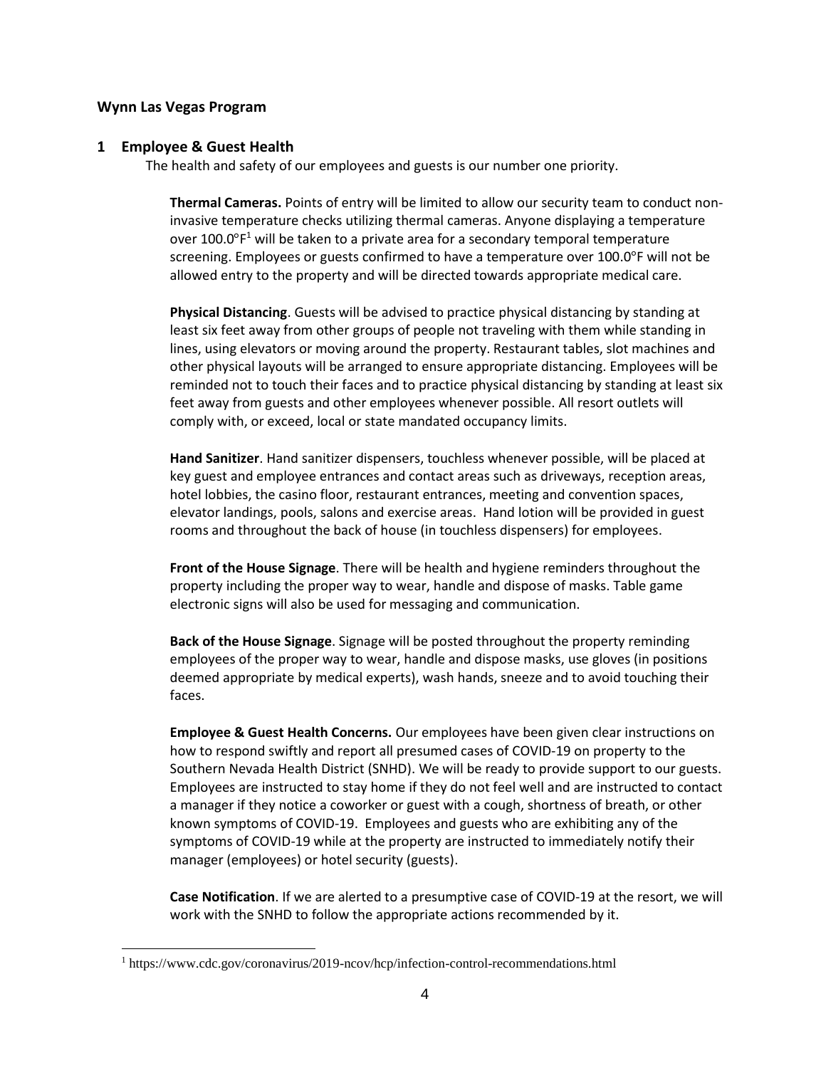## Wynn Las Vegas Program

## 1 Employee & Guest Health

The health and safety of our employees and guests is our number one priority.

**Thermal Cameras.** Points of entry will be limited to allow our security team to conduct non-invasive temperature checks utilizing thermal cameras. Anyone displaying a temperature over 100.0°F[1] will be taken to a private area for a secondary temporal temperature screening. Employees or guests confirmed to have a temperature over 100.0°F will not be allowed entry to the property and will be directed towards appropriate medical care.

**Physical Distancing**. Guests will be advised to practice physical distancing by standing at least six feet away from other groups of people not traveling with them while standing in lines, using elevators or moving around the property. Restaurant tables, slot machines and other physical layouts will be arranged to ensure appropriate distancing. Employees will be reminded not to touch their faces and to practice physical distancing by standing at least six feet away from guests and other employees whenever possible. All resort outlets will comply with, or exceed, local or state mandated occupancy limits.

**Hand Sanitizer**. Hand sanitizer dispensers, touchless whenever possible, will be placed at key guest and employee entrances and contact areas such as driveways, reception areas, hotel lobbies, the casino floor, restaurant entrances, meeting and convention spaces, elevator landings, pools, salons and exercise areas. Hand lotion will be provided in guest rooms and throughout the back of house (in touchless dispensers) for employees.

**Front of the House Signage**. There will be health and hygiene reminders throughout the property including the proper way to wear, handle and dispose of masks. Table game electronic signs will also be used for messaging and communication.

**Back of the House Signage**. Signage will be posted throughout the property reminding employees of the proper way to wear, handle and dispose masks, use gloves (in positions deemed appropriate by medical experts), wash hands, sneeze and to avoid touching their faces.

**Employee & Guest Health Concerns.** Our employees have been given clear instructions on how to respond swiftly and report all presumed cases of COVID-19 on property to the Southern Nevada Health District (SNHD). We will be ready to provide support to our guests. Employees are instructed to stay home if they do not feel well and are instructed to contact a manager if they notice a coworker or guest with a cough, shortness of breath, or other known symptoms of COVID-19. Employees and guests who are exhibiting any of the symptoms of COVID-19 while at the property are instructed to immediately notify their manager (employees) or hotel security (guests).

**Case Notification**. If we are alerted to a presumptive case of COVID-19 at the resort, we will work with the SNHD to follow the appropriate actions recommended by it.

[1] https://www.cdc.gov/coronavirus/2019-ncov/hcp/infection-control-recommendations.html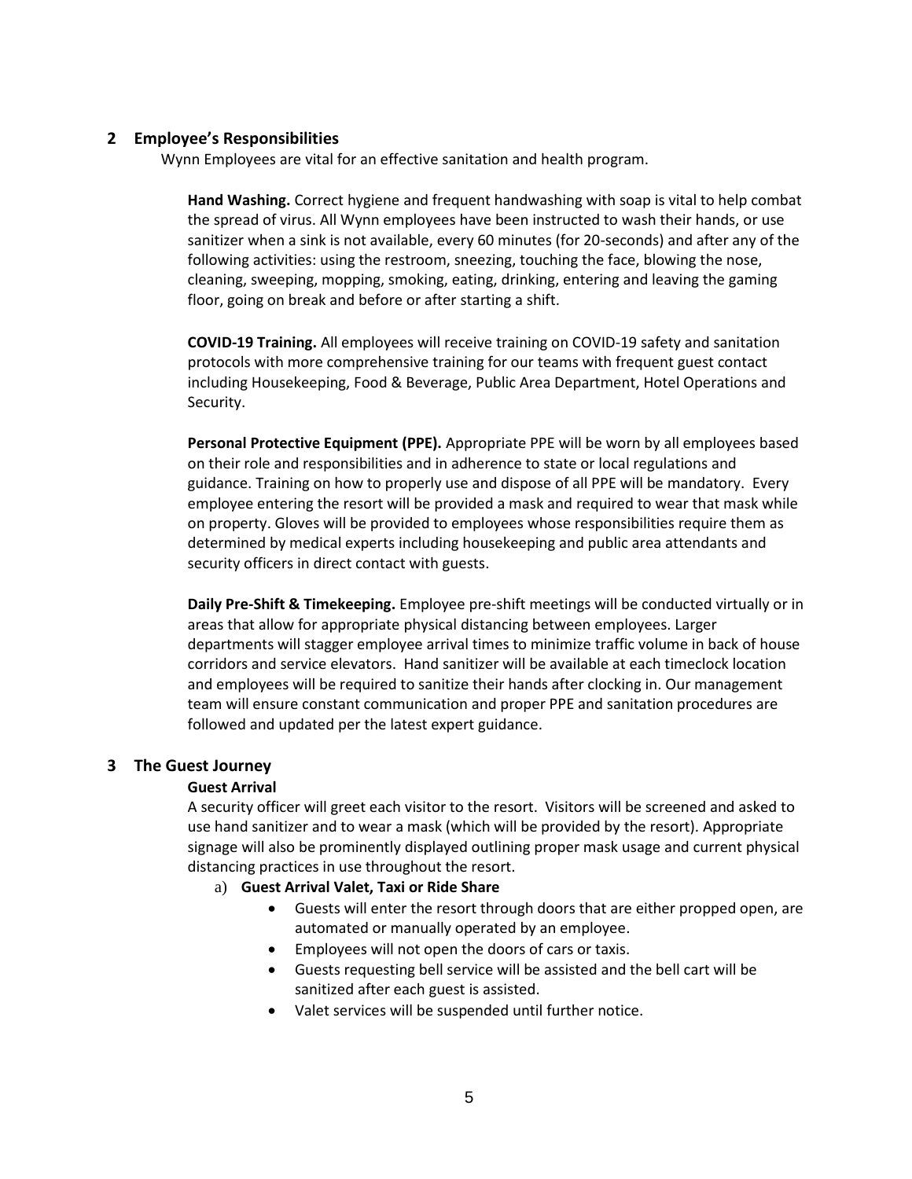## 2 Employee's Responsibilities

Wynn Employees are vital for an effective sanitation and health program.

**Hand Washing.** Correct hygiene and frequent handwashing with soap is vital to help combat the spread of virus. All Wynn employees have been instructed to wash their hands, or use sanitizer when a sink is not available, every 60 minutes (for 20-seconds) and after any of the following activities: using the restroom, sneezing, touching the face, blowing the nose, cleaning, sweeping, mopping, smoking, eating, drinking, entering and leaving the gaming floor, going on break and before or after starting a shift.

**COVID-19 Training.** All employees will receive training on COVID-19 safety and sanitation protocols with more comprehensive training for our teams with frequent guest contact including Housekeeping, Food & Beverage, Public Area Department, Hotel Operations and Security.

**Personal Protective Equipment (PPE).** Appropriate PPE will be worn by all employees based on their role and responsibilities and in adherence to state or local regulations and guidance. Training on how to properly use and dispose of all PPE will be mandatory. Every employee entering the resort will be provided a mask and required to wear that mask while on property. Gloves will be provided to employees whose responsibilities require them as determined by medical experts including housekeeping and public area attendants and security officers in direct contact with guests.

**Daily Pre-Shift & Timekeeping.** Employee pre-shift meetings will be conducted virtually or in areas that allow for appropriate physical distancing between employees. Larger departments will stagger employee arrival times to minimize traffic volume in back of house corridors and service elevators. Hand sanitizer will be available at each timeclock location and employees will be required to sanitize their hands after clocking in. Our management team will ensure constant communication and proper PPE and sanitation procedures are followed and updated per the latest expert guidance.

## 3 The Guest Journey

**Guest Arrival**

A security officer will greet each visitor to the resort. Visitors will be screened and asked to use hand sanitizer and to wear a mask (which will be provided by the resort). Appropriate signage will also be prominently displayed outlining proper mask usage and current physical distancing practices in use throughout the resort.

a) **Guest Arrival Valet, Taxi or Ride Share**
   - Guests will enter the resort through doors that are either propped open, are automated or manually operated by an employee.
   - Employees will not open the doors of cars or taxis.
   - Guests requesting bell service will be assisted and the bell cart will be sanitized after each guest is assisted.
   - Valet services will be suspended until further notice.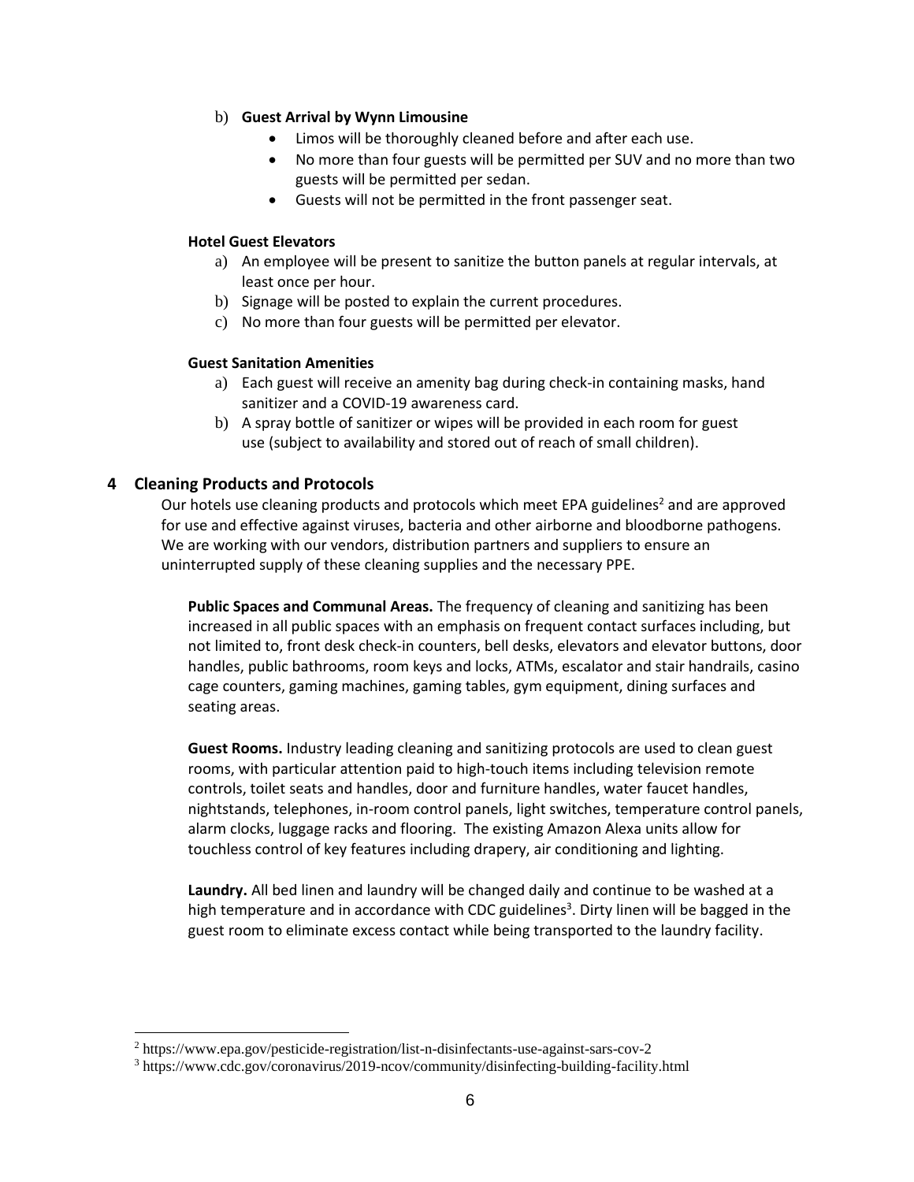b) **Guest Arrival by Wynn Limousine**
  - Limos will be thoroughly cleaned before and after each use.
  - No more than four guests will be permitted per SUV and no more than two guests will be permitted per sedan.
  - Guests will not be permitted in the front passenger seat.

**Hotel Guest Elevators**

a) An employee will be present to sanitize the button panels at regular intervals, at least once per hour.
b) Signage will be posted to explain the current procedures.
c) No more than four guests will be permitted per elevator.

**Guest Sanitation Amenities**

a) Each guest will receive an amenity bag during check-in containing masks, hand sanitizer and a COVID-19 awareness card.
b) A spray bottle of sanitizer or wipes will be provided in each room for guest use (subject to availability and stored out of reach of small children).

## 4 Cleaning Products and Protocols

Our hotels use cleaning products and protocols which meet EPA guidelines[2] and are approved for use and effective against viruses, bacteria and other airborne and bloodborne pathogens. We are working with our vendors, distribution partners and suppliers to ensure an uninterrupted supply of these cleaning supplies and the necessary PPE.

**Public Spaces and Communal Areas.** The frequency of cleaning and sanitizing has been increased in all public spaces with an emphasis on frequent contact surfaces including, but not limited to, front desk check-in counters, bell desks, elevators and elevator buttons, door handles, public bathrooms, room keys and locks, ATMs, escalator and stair handrails, casino cage counters, gaming machines, gaming tables, gym equipment, dining surfaces and seating areas.

**Guest Rooms.** Industry leading cleaning and sanitizing protocols are used to clean guest rooms, with particular attention paid to high-touch items including television remote controls, toilet seats and handles, door and furniture handles, water faucet handles, nightstands, telephones, in-room control panels, light switches, temperature control panels, alarm clocks, luggage racks and flooring. The existing Amazon Alexa units allow for touchless control of key features including drapery, air conditioning and lighting.

**Laundry.** All bed linen and laundry will be changed daily and continue to be washed at a high temperature and in accordance with CDC guidelines[3]. Dirty linen will be bagged in the guest room to eliminate excess contact while being transported to the laundry facility.

---

[2] https://www.epa.gov/pesticide-registration/list-n-disinfectants-use-against-sars-cov-2

[3] https://www.cdc.gov/coronavirus/2019-ncov/community/disinfecting-building-facility.html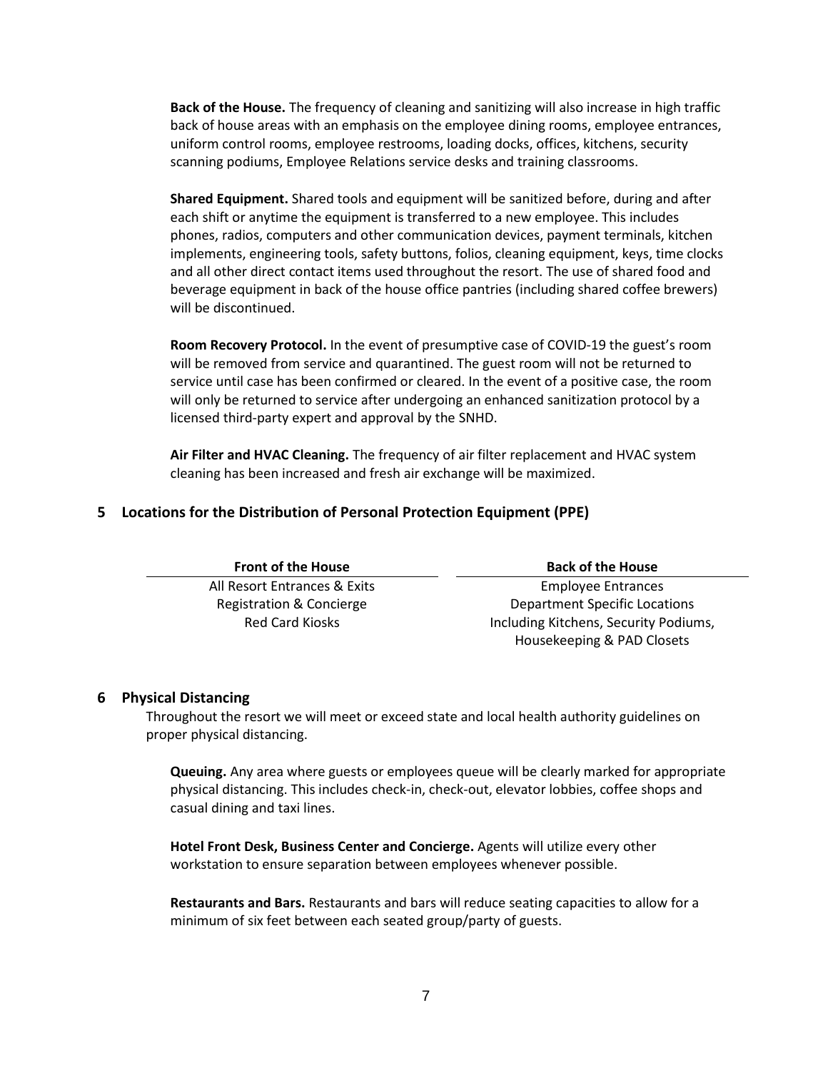**Back of the House.** The frequency of cleaning and sanitizing will also increase in high traffic back of house areas with an emphasis on the employee dining rooms, employee entrances, uniform control rooms, employee restrooms, loading docks, offices, kitchens, security scanning podiums, Employee Relations service desks and training classrooms.

**Shared Equipment.** Shared tools and equipment will be sanitized before, during and after each shift or anytime the equipment is transferred to a new employee. This includes phones, radios, computers and other communication devices, payment terminals, kitchen implements, engineering tools, safety buttons, folios, cleaning equipment, keys, time clocks and all other direct contact items used throughout the resort. The use of shared food and beverage equipment in back of the house office pantries (including shared coffee brewers) will be discontinued.

**Room Recovery Protocol.** In the event of presumptive case of COVID-19 the guest's room will be removed from service and quarantined. The guest room will not be returned to service until case has been confirmed or cleared. In the event of a positive case, the room will only be returned to service after undergoing an enhanced sanitization protocol by a licensed third-party expert and approval by the SNHD.

**Air Filter and HVAC Cleaning.** The frequency of air filter replacement and HVAC system cleaning has been increased and fresh air exchange will be maximized.

## 5 Locations for the Distribution of Personal Protection Equipment (PPE)

| Front of the House | Back of the House |
|---|---|
| All Resort Entrances & Exits | Employee Entrances |
| Registration & Concierge | Department Specific Locations |
| Red Card Kiosks | Including Kitchens, Security Podiums, Housekeeping & PAD Closets |

## 6 Physical Distancing

Throughout the resort we will meet or exceed state and local health authority guidelines on proper physical distancing.

**Queuing.** Any area where guests or employees queue will be clearly marked for appropriate physical distancing. This includes check-in, check-out, elevator lobbies, coffee shops and casual dining and taxi lines.

**Hotel Front Desk, Business Center and Concierge.** Agents will utilize every other workstation to ensure separation between employees whenever possible.

**Restaurants and Bars.** Restaurants and bars will reduce seating capacities to allow for a minimum of six feet between each seated group/party of guests.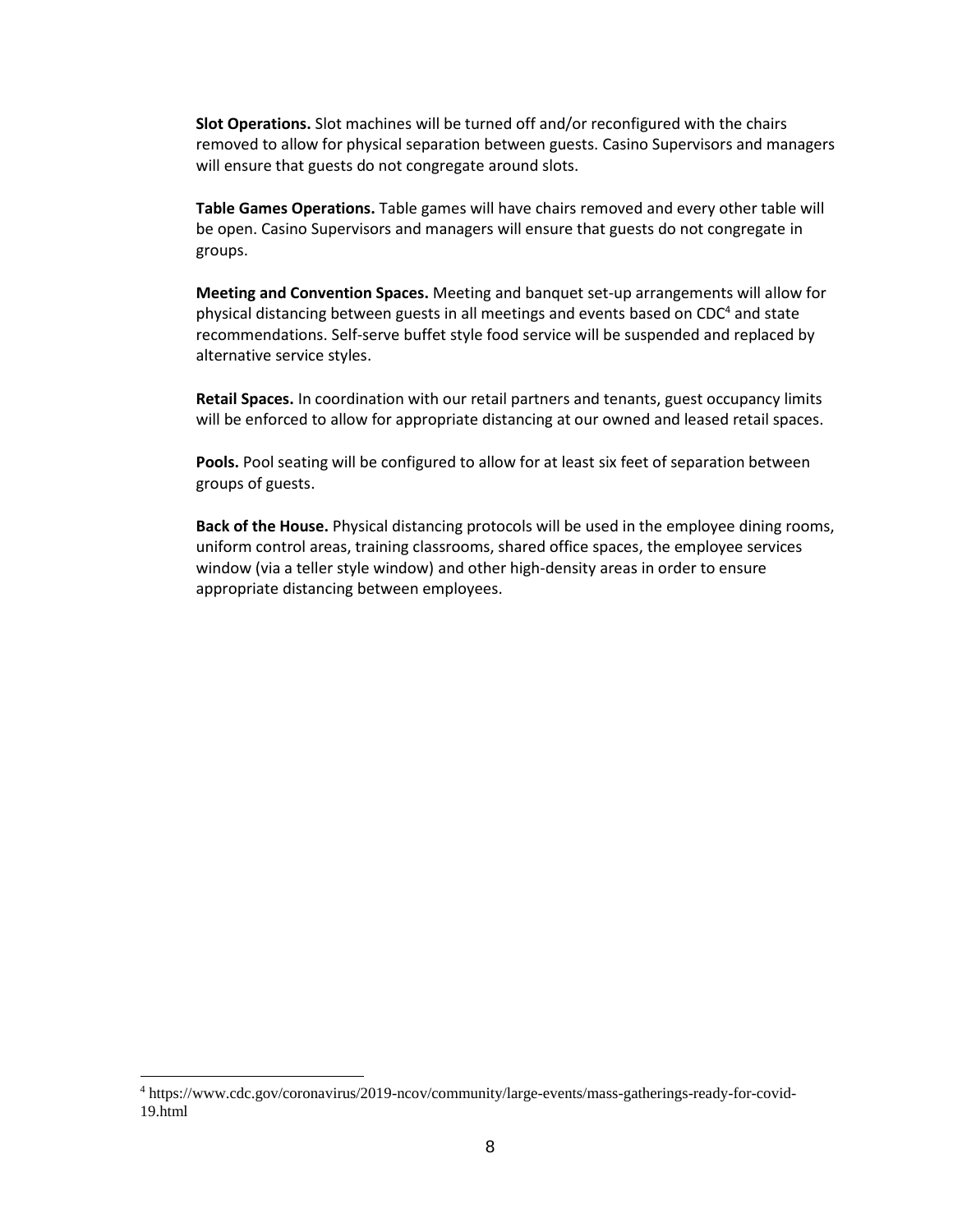**Slot Operations.** Slot machines will be turned off and/or reconfigured with the chairs removed to allow for physical separation between guests. Casino Supervisors and managers will ensure that guests do not congregate around slots.

**Table Games Operations.** Table games will have chairs removed and every other table will be open. Casino Supervisors and managers will ensure that guests do not congregate in groups.

**Meeting and Convention Spaces.** Meeting and banquet set-up arrangements will allow for physical distancing between guests in all meetings and events based on CDC[4] and state recommendations. Self-serve buffet style food service will be suspended and replaced by alternative service styles.

**Retail Spaces.** In coordination with our retail partners and tenants, guest occupancy limits will be enforced to allow for appropriate distancing at our owned and leased retail spaces.

**Pools.** Pool seating will be configured to allow for at least six feet of separation between groups of guests.

**Back of the House.** Physical distancing protocols will be used in the employee dining rooms, uniform control areas, training classrooms, shared office spaces, the employee services window (via a teller style window) and other high-density areas in order to ensure appropriate distancing between employees.

---

[4] https://www.cdc.gov/coronavirus/2019-ncov/community/large-events/mass-gatherings-ready-for-covid-19.html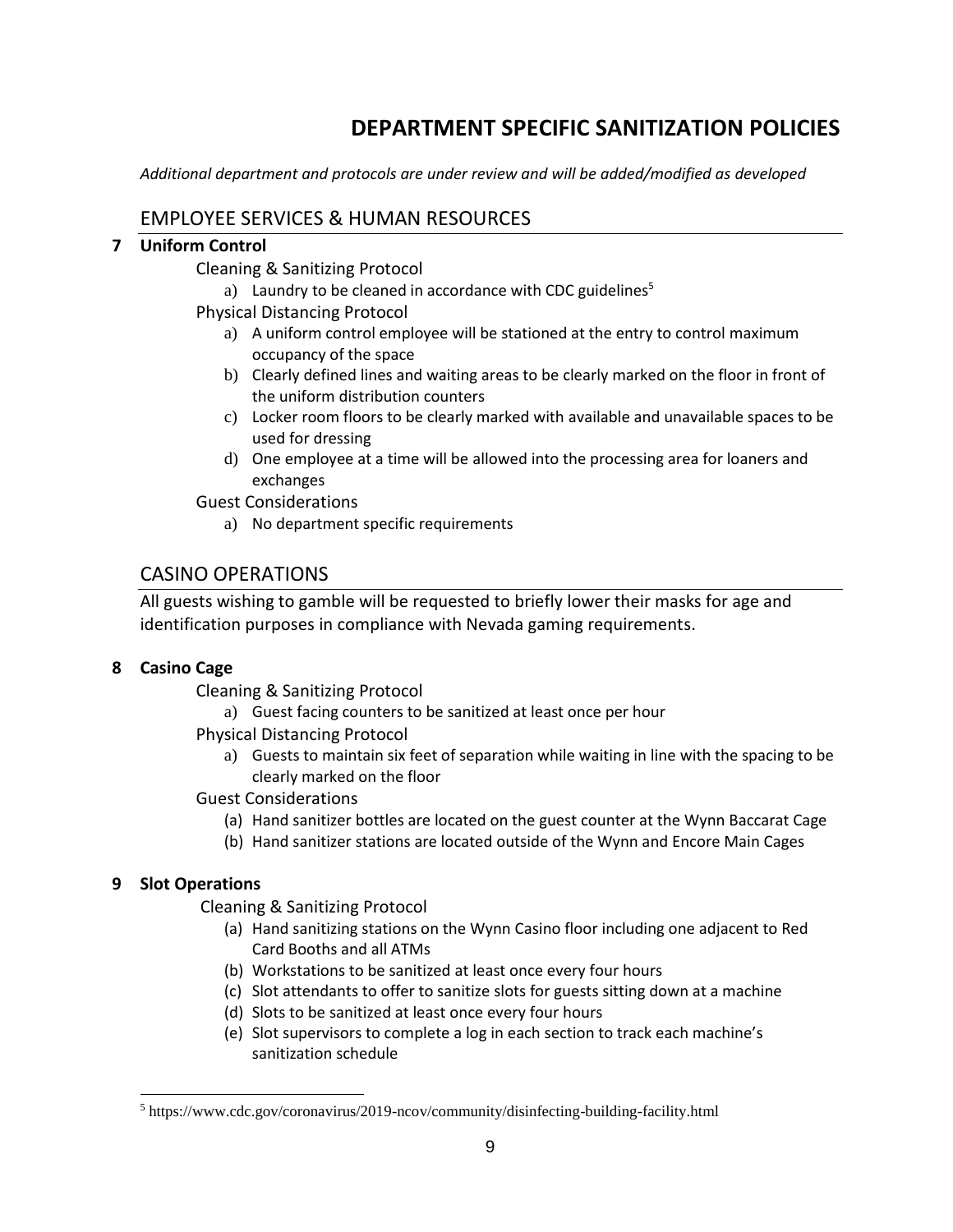# DEPARTMENT SPECIFIC SANITIZATION POLICIES

*Additional department and protocols are under review and will be added/modified as developed*

## EMPLOYEE SERVICES & HUMAN RESOURCES

### 7 Uniform Control

Cleaning & Sanitizing Protocol

a) Laundry to be cleaned in accordance with CDC guidelines[5]

Physical Distancing Protocol

a) A uniform control employee will be stationed at the entry to control maximum occupancy of the space
b) Clearly defined lines and waiting areas to be clearly marked on the floor in front of the uniform distribution counters
c) Locker room floors to be clearly marked with available and unavailable spaces to be used for dressing
d) One employee at a time will be allowed into the processing area for loaners and exchanges

Guest Considerations

a) No department specific requirements

## CASINO OPERATIONS

All guests wishing to gamble will be requested to briefly lower their masks for age and identification purposes in compliance with Nevada gaming requirements.

### 8 Casino Cage

Cleaning & Sanitizing Protocol

a) Guest facing counters to be sanitized at least once per hour

Physical Distancing Protocol

a) Guests to maintain six feet of separation while waiting in line with the spacing to be clearly marked on the floor

Guest Considerations

(a) Hand sanitizer bottles are located on the guest counter at the Wynn Baccarat Cage
(b) Hand sanitizer stations are located outside of the Wynn and Encore Main Cages

### 9 Slot Operations

Cleaning & Sanitizing Protocol

(a) Hand sanitizing stations on the Wynn Casino floor including one adjacent to Red Card Booths and all ATMs
(b) Workstations to be sanitized at least once every four hours
(c) Slot attendants to offer to sanitize slots for guests sitting down at a machine
(d) Slots to be sanitized at least once every four hours
(e) Slot supervisors to complete a log in each section to track each machine's sanitization schedule

---

[5] https://www.cdc.gov/coronavirus/2019-ncov/community/disinfecting-building-facility.html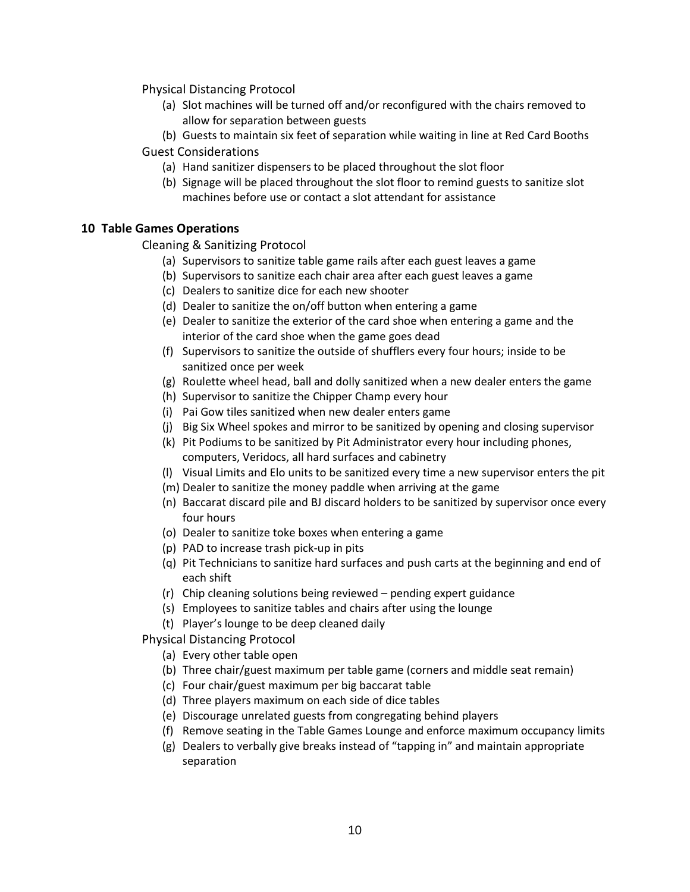Physical Distancing Protocol

(a) Slot machines will be turned off and/or reconfigured with the chairs removed to allow for separation between guests
(b) Guests to maintain six feet of separation while waiting in line at Red Card Booths

Guest Considerations

(a) Hand sanitizer dispensers to be placed throughout the slot floor
(b) Signage will be placed throughout the slot floor to remind guests to sanitize slot machines before use or contact a slot attendant for assistance

## 10 Table Games Operations

Cleaning & Sanitizing Protocol

(a) Supervisors to sanitize table game rails after each guest leaves a game
(b) Supervisors to sanitize each chair area after each guest leaves a game
(c) Dealers to sanitize dice for each new shooter
(d) Dealer to sanitize the on/off button when entering a game
(e) Dealer to sanitize the exterior of the card shoe when entering a game and the interior of the card shoe when the game goes dead
(f) Supervisors to sanitize the outside of shufflers every four hours; inside to be sanitized once per week
(g) Roulette wheel head, ball and dolly sanitized when a new dealer enters the game
(h) Supervisor to sanitize the Chipper Champ every hour
(i) Pai Gow tiles sanitized when new dealer enters game
(j) Big Six Wheel spokes and mirror to be sanitized by opening and closing supervisor
(k) Pit Podiums to be sanitized by Pit Administrator every hour including phones, computers, Veridocs, all hard surfaces and cabinetry
(l) Visual Limits and Elo units to be sanitized every time a new supervisor enters the pit
(m) Dealer to sanitize the money paddle when arriving at the game
(n) Baccarat discard pile and BJ discard holders to be sanitized by supervisor once every four hours
(o) Dealer to sanitize toke boxes when entering a game
(p) PAD to increase trash pick-up in pits
(q) Pit Technicians to sanitize hard surfaces and push carts at the beginning and end of each shift
(r) Chip cleaning solutions being reviewed – pending expert guidance
(s) Employees to sanitize tables and chairs after using the lounge
(t) Player's lounge to be deep cleaned daily

Physical Distancing Protocol

(a) Every other table open
(b) Three chair/guest maximum per table game (corners and middle seat remain)
(c) Four chair/guest maximum per big baccarat table
(d) Three players maximum on each side of dice tables
(e) Discourage unrelated guests from congregating behind players
(f) Remove seating in the Table Games Lounge and enforce maximum occupancy limits
(g) Dealers to verbally give breaks instead of "tapping in" and maintain appropriate separation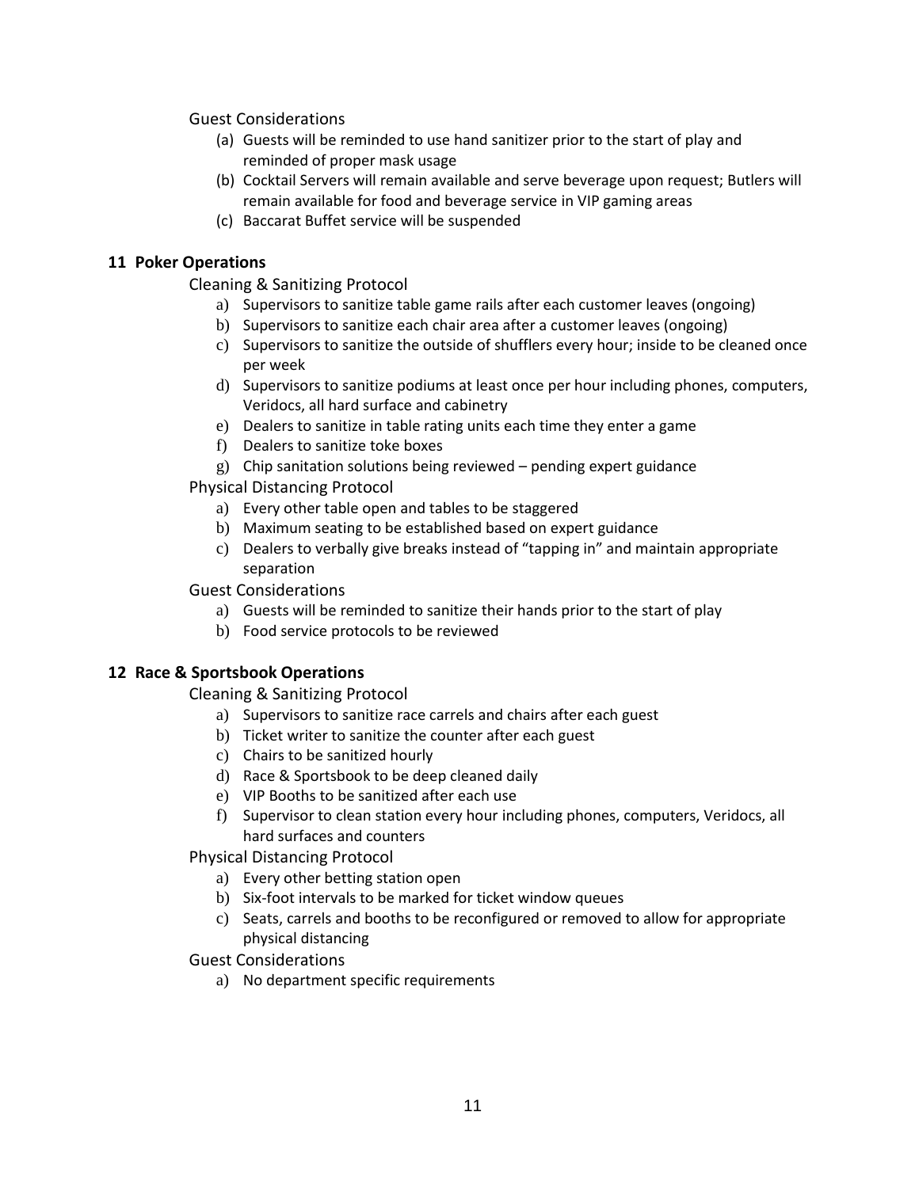Guest Considerations

(a) Guests will be reminded to use hand sanitizer prior to the start of play and reminded of proper mask usage
(b) Cocktail Servers will remain available and serve beverage upon request; Butlers will remain available for food and beverage service in VIP gaming areas
(c) Baccarat Buffet service will be suspended

## 11 Poker Operations

Cleaning & Sanitizing Protocol

a) Supervisors to sanitize table game rails after each customer leaves (ongoing)
b) Supervisors to sanitize each chair area after a customer leaves (ongoing)
c) Supervisors to sanitize the outside of shufflers every hour; inside to be cleaned once per week
d) Supervisors to sanitize podiums at least once per hour including phones, computers, Veridocs, all hard surface and cabinetry
e) Dealers to sanitize in table rating units each time they enter a game
f) Dealers to sanitize toke boxes
g) Chip sanitation solutions being reviewed – pending expert guidance

Physical Distancing Protocol

a) Every other table open and tables to be staggered
b) Maximum seating to be established based on expert guidance
c) Dealers to verbally give breaks instead of "tapping in" and maintain appropriate separation

Guest Considerations

a) Guests will be reminded to sanitize their hands prior to the start of play
b) Food service protocols to be reviewed

## 12 Race & Sportsbook Operations

Cleaning & Sanitizing Protocol

a) Supervisors to sanitize race carrels and chairs after each guest
b) Ticket writer to sanitize the counter after each guest
c) Chairs to be sanitized hourly
d) Race & Sportsbook to be deep cleaned daily
e) VIP Booths to be sanitized after each use
f) Supervisor to clean station every hour including phones, computers, Veridocs, all hard surfaces and counters

Physical Distancing Protocol

a) Every other betting station open
b) Six-foot intervals to be marked for ticket window queues
c) Seats, carrels and booths to be reconfigured or removed to allow for appropriate physical distancing

Guest Considerations

a) No department specific requirements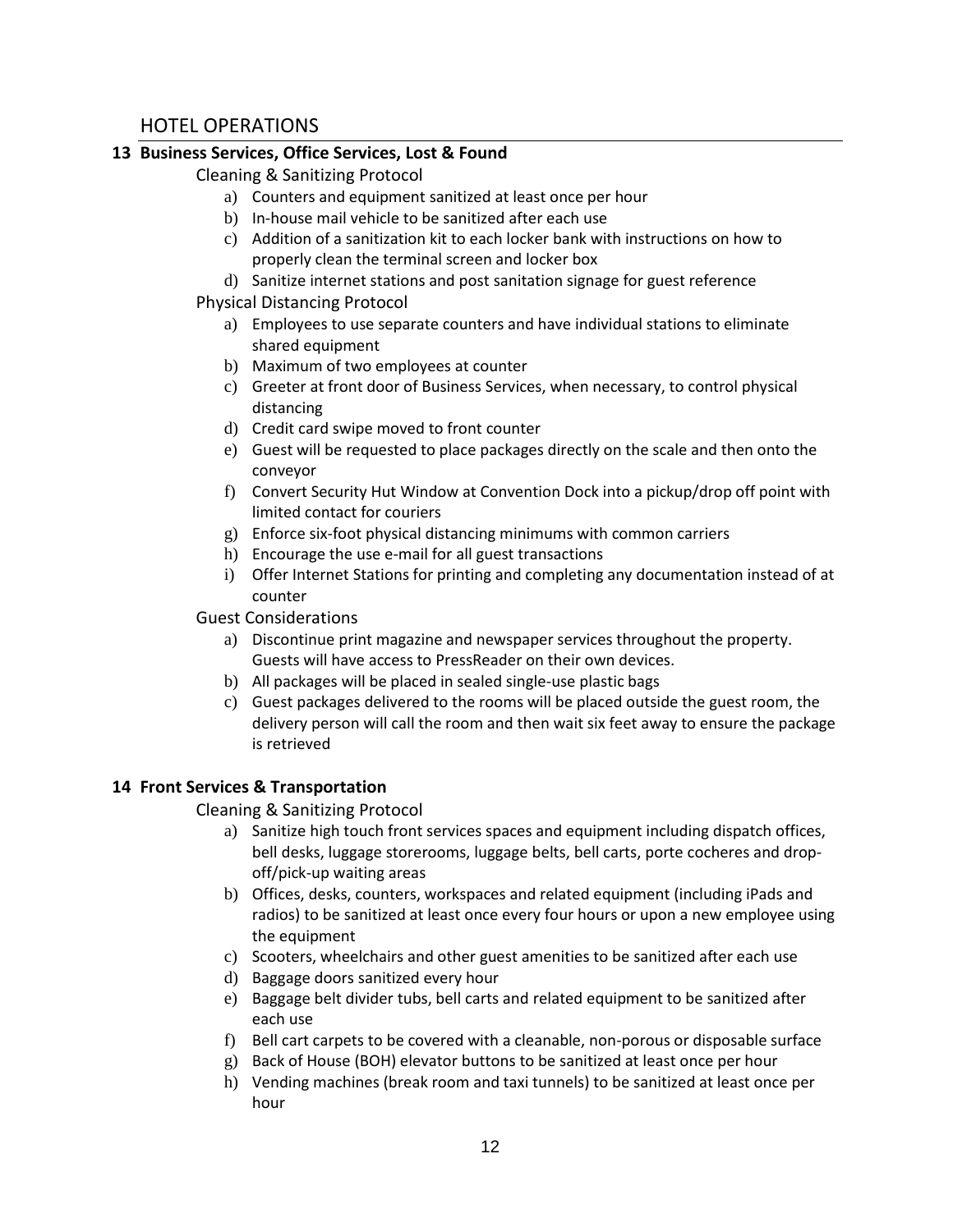# HOTEL OPERATIONS

## 13 Business Services, Office Services, Lost & Found

### Cleaning & Sanitizing Protocol

a) Counters and equipment sanitized at least once per hour
b) In-house mail vehicle to be sanitized after each use
c) Addition of a sanitization kit to each locker bank with instructions on how to properly clean the terminal screen and locker box
d) Sanitize internet stations and post sanitation signage for guest reference

### Physical Distancing Protocol

a) Employees to use separate counters and have individual stations to eliminate shared equipment
b) Maximum of two employees at counter
c) Greeter at front door of Business Services, when necessary, to control physical distancing
d) Credit card swipe moved to front counter
e) Guest will be requested to place packages directly on the scale and then onto the conveyor
f) Convert Security Hut Window at Convention Dock into a pickup/drop off point with limited contact for couriers
g) Enforce six-foot physical distancing minimums with common carriers
h) Encourage the use e-mail for all guest transactions
i) Offer Internet Stations for printing and completing any documentation instead of at counter

### Guest Considerations

a) Discontinue print magazine and newspaper services throughout the property. Guests will have access to PressReader on their own devices.
b) All packages will be placed in sealed single-use plastic bags
c) Guest packages delivered to the rooms will be placed outside the guest room, the delivery person will call the room and then wait six feet away to ensure the package is retrieved

## 14 Front Services & Transportation

### Cleaning & Sanitizing Protocol

a) Sanitize high touch front services spaces and equipment including dispatch offices, bell desks, luggage storerooms, luggage belts, bell carts, porte cocheres and drop-off/pick-up waiting areas
b) Offices, desks, counters, workspaces and related equipment (including iPads and radios) to be sanitized at least once every four hours or upon a new employee using the equipment
c) Scooters, wheelchairs and other guest amenities to be sanitized after each use
d) Baggage doors sanitized every hour
e) Baggage belt divider tubs, bell carts and related equipment to be sanitized after each use
f) Bell cart carpets to be covered with a cleanable, non-porous or disposable surface
g) Back of House (BOH) elevator buttons to be sanitized at least once per hour
h) Vending machines (break room and taxi tunnels) to be sanitized at least once per hour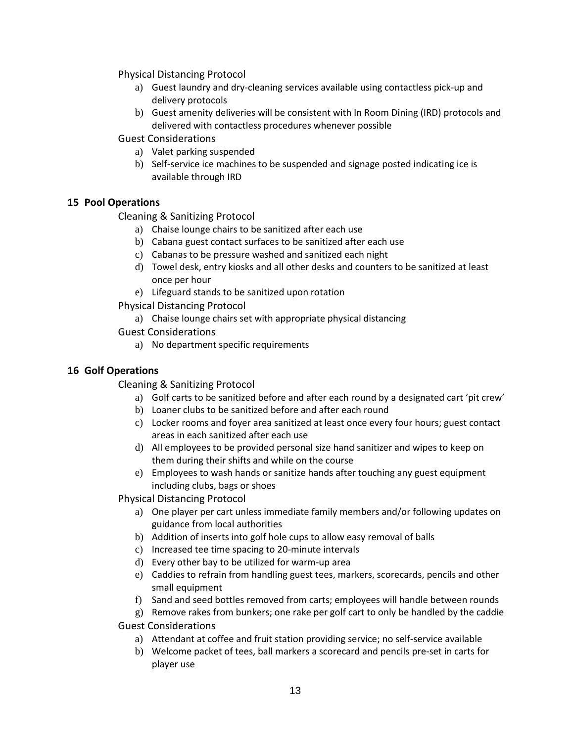Physical Distancing Protocol

a) Guest laundry and dry-cleaning services available using contactless pick-up and delivery protocols
b) Guest amenity deliveries will be consistent with In Room Dining (IRD) protocols and delivered with contactless procedures whenever possible

Guest Considerations

a) Valet parking suspended
b) Self-service ice machines to be suspended and signage posted indicating ice is available through IRD

## 15 Pool Operations

Cleaning & Sanitizing Protocol

a) Chaise lounge chairs to be sanitized after each use
b) Cabana guest contact surfaces to be sanitized after each use
c) Cabanas to be pressure washed and sanitized each night
d) Towel desk, entry kiosks and all other desks and counters to be sanitized at least once per hour
e) Lifeguard stands to be sanitized upon rotation

Physical Distancing Protocol

a) Chaise lounge chairs set with appropriate physical distancing

Guest Considerations

a) No department specific requirements

## 16 Golf Operations

Cleaning & Sanitizing Protocol

a) Golf carts to be sanitized before and after each round by a designated cart 'pit crew'
b) Loaner clubs to be sanitized before and after each round
c) Locker rooms and foyer area sanitized at least once every four hours; guest contact areas in each sanitized after each use
d) All employees to be provided personal size hand sanitizer and wipes to keep on them during their shifts and while on the course
e) Employees to wash hands or sanitize hands after touching any guest equipment including clubs, bags or shoes

Physical Distancing Protocol

a) One player per cart unless immediate family members and/or following updates on guidance from local authorities
b) Addition of inserts into golf hole cups to allow easy removal of balls
c) Increased tee time spacing to 20-minute intervals
d) Every other bay to be utilized for warm-up area
e) Caddies to refrain from handling guest tees, markers, scorecards, pencils and other small equipment
f) Sand and seed bottles removed from carts; employees will handle between rounds
g) Remove rakes from bunkers; one rake per golf cart to only be handled by the caddie

Guest Considerations

a) Attendant at coffee and fruit station providing service; no self-service available
b) Welcome packet of tees, ball markers a scorecard and pencils pre-set in carts for player use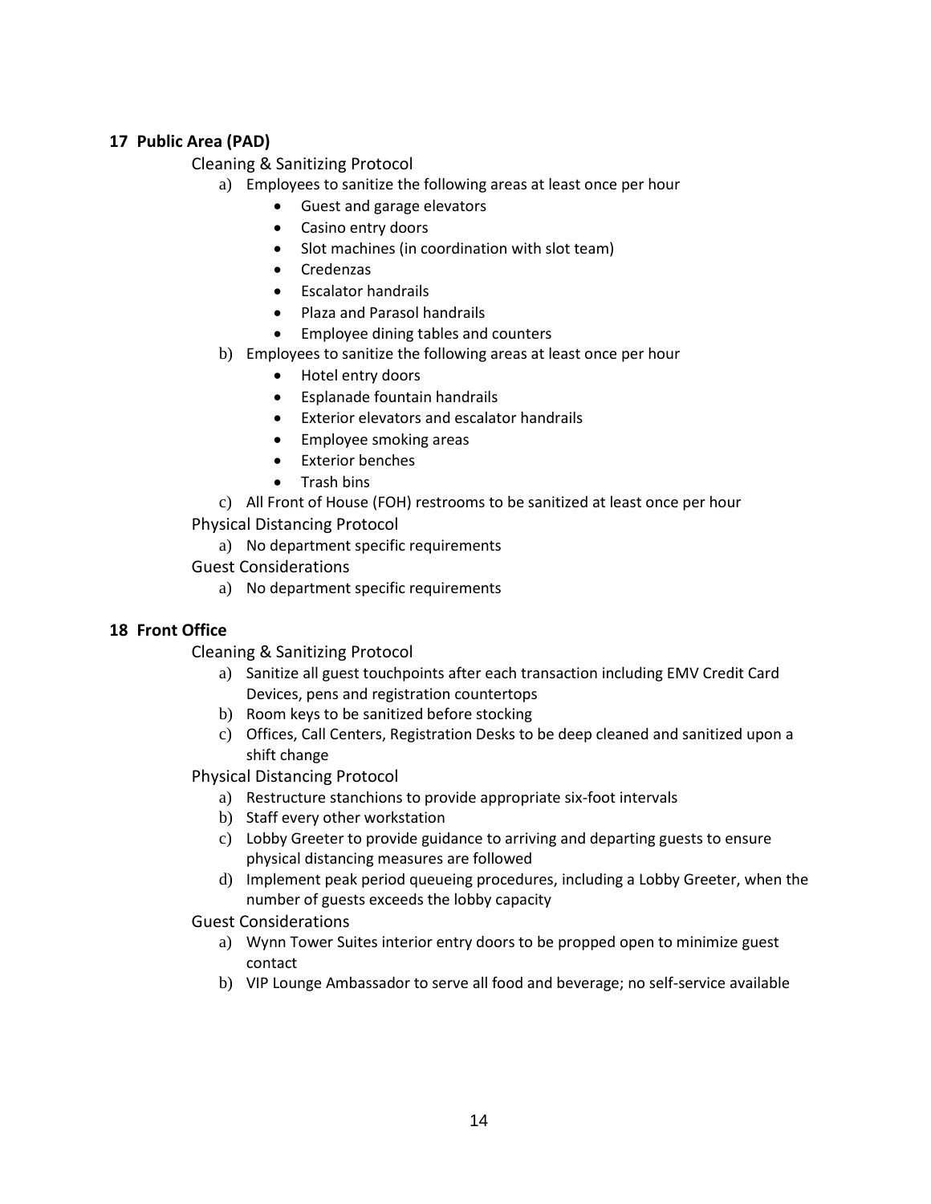## 17 Public Area (PAD)

Cleaning & Sanitizing Protocol

a) Employees to sanitize the following areas at least once per hour
   - Guest and garage elevators
   - Casino entry doors
   - Slot machines (in coordination with slot team)
   - Credenzas
   - Escalator handrails
   - Plaza and Parasol handrails
   - Employee dining tables and counters

b) Employees to sanitize the following areas at least once per hour
   - Hotel entry doors
   - Esplanade fountain handrails
   - Exterior elevators and escalator handrails
   - Employee smoking areas
   - Exterior benches
   - Trash bins

c) All Front of House (FOH) restrooms to be sanitized at least once per hour

Physical Distancing Protocol

a) No department specific requirements

Guest Considerations

a) No department specific requirements

## 18 Front Office

Cleaning & Sanitizing Protocol

a) Sanitize all guest touchpoints after each transaction including EMV Credit Card Devices, pens and registration countertops

b) Room keys to be sanitized before stocking

c) Offices, Call Centers, Registration Desks to be deep cleaned and sanitized upon a shift change

Physical Distancing Protocol

a) Restructure stanchions to provide appropriate six-foot intervals

b) Staff every other workstation

c) Lobby Greeter to provide guidance to arriving and departing guests to ensure physical distancing measures are followed

d) Implement peak period queueing procedures, including a Lobby Greeter, when the number of guests exceeds the lobby capacity

Guest Considerations

a) Wynn Tower Suites interior entry doors to be propped open to minimize guest contact

b) VIP Lounge Ambassador to serve all food and beverage; no self-service available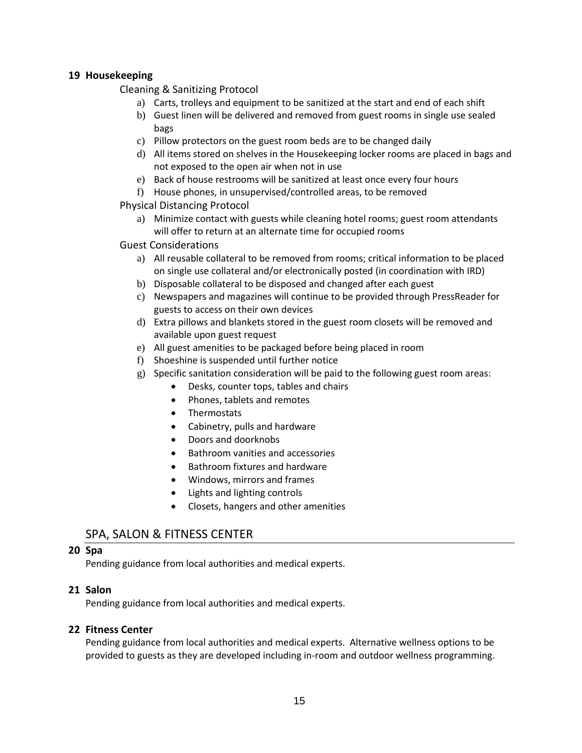### 19 Housekeeping

Cleaning & Sanitizing Protocol

a) Carts, trolleys and equipment to be sanitized at the start and end of each shift
b) Guest linen will be delivered and removed from guest rooms in single use sealed bags
c) Pillow protectors on the guest room beds are to be changed daily
d) All items stored on shelves in the Housekeeping locker rooms are placed in bags and not exposed to the open air when not in use
e) Back of house restrooms will be sanitized at least once every four hours
f) House phones, in unsupervised/controlled areas, to be removed

Physical Distancing Protocol

a) Minimize contact with guests while cleaning hotel rooms; guest room attendants will offer to return at an alternate time for occupied rooms

Guest Considerations

a) All reusable collateral to be removed from rooms; critical information to be placed on single use collateral and/or electronically posted (in coordination with IRD)
b) Disposable collateral to be disposed and changed after each guest
c) Newspapers and magazines will continue to be provided through PressReader for guests to access on their own devices
d) Extra pillows and blankets stored in the guest room closets will be removed and available upon guest request
e) All guest amenities to be packaged before being placed in room
f) Shoeshine is suspended until further notice
g) Specific sanitation consideration will be paid to the following guest room areas:
    - Desks, counter tops, tables and chairs
    - Phones, tablets and remotes
    - Thermostats
    - Cabinetry, pulls and hardware
    - Doors and doorknobs
    - Bathroom vanities and accessories
    - Bathroom fixtures and hardware
    - Windows, mirrors and frames
    - Lights and lighting controls
    - Closets, hangers and other amenities

## SPA, SALON & FITNESS CENTER

### 20 Spa

Pending guidance from local authorities and medical experts.

### 21 Salon

Pending guidance from local authorities and medical experts.

### 22 Fitness Center

Pending guidance from local authorities and medical experts. Alternative wellness options to be provided to guests as they are developed including in-room and outdoor wellness programming.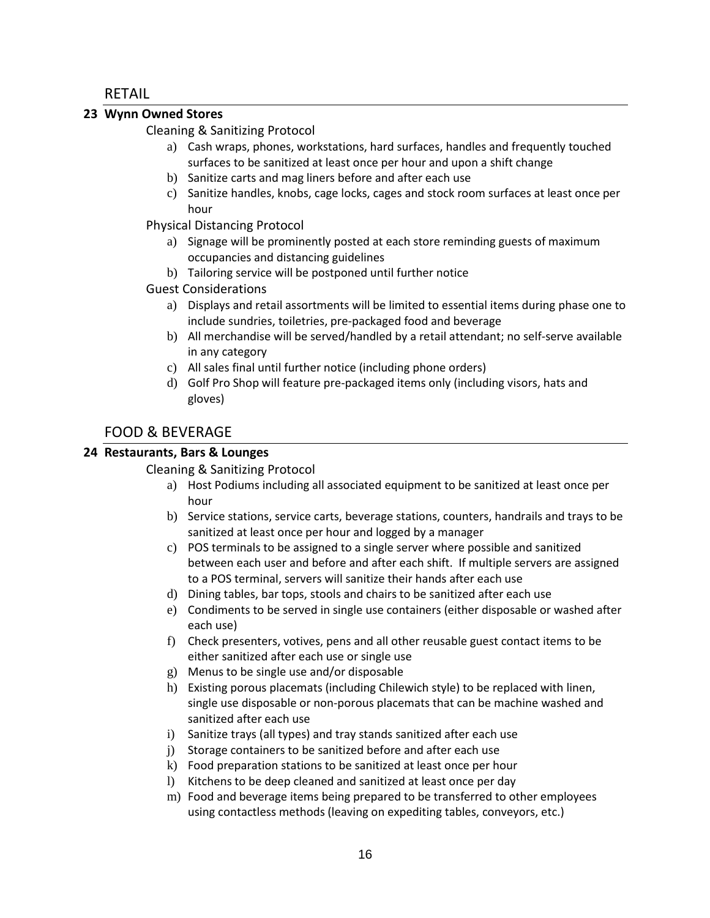## RETAIL

### 23 Wynn Owned Stores

Cleaning & Sanitizing Protocol

a) Cash wraps, phones, workstations, hard surfaces, handles and frequently touched surfaces to be sanitized at least once per hour and upon a shift change
b) Sanitize carts and mag liners before and after each use
c) Sanitize handles, knobs, cage locks, cages and stock room surfaces at least once per hour

Physical Distancing Protocol

a) Signage will be prominently posted at each store reminding guests of maximum occupancies and distancing guidelines
b) Tailoring service will be postponed until further notice

Guest Considerations

a) Displays and retail assortments will be limited to essential items during phase one to include sundries, toiletries, pre-packaged food and beverage
b) All merchandise will be served/handled by a retail attendant; no self-serve available in any category
c) All sales final until further notice (including phone orders)
d) Golf Pro Shop will feature pre-packaged items only (including visors, hats and gloves)

## FOOD & BEVERAGE

### 24 Restaurants, Bars & Lounges

Cleaning & Sanitizing Protocol

a) Host Podiums including all associated equipment to be sanitized at least once per hour
b) Service stations, service carts, beverage stations, counters, handrails and trays to be sanitized at least once per hour and logged by a manager
c) POS terminals to be assigned to a single server where possible and sanitized between each user and before and after each shift. If multiple servers are assigned to a POS terminal, servers will sanitize their hands after each use
d) Dining tables, bar tops, stools and chairs to be sanitized after each use
e) Condiments to be served in single use containers (either disposable or washed after each use)
f) Check presenters, votives, pens and all other reusable guest contact items to be either sanitized after each use or single use
g) Menus to be single use and/or disposable
h) Existing porous placemats (including Chilewich style) to be replaced with linen, single use disposable or non-porous placemats that can be machine washed and sanitized after each use
i) Sanitize trays (all types) and tray stands sanitized after each use
j) Storage containers to be sanitized before and after each use
k) Food preparation stations to be sanitized at least once per hour
l) Kitchens to be deep cleaned and sanitized at least once per day
m) Food and beverage items being prepared to be transferred to other employees using contactless methods (leaving on expediting tables, conveyors, etc.)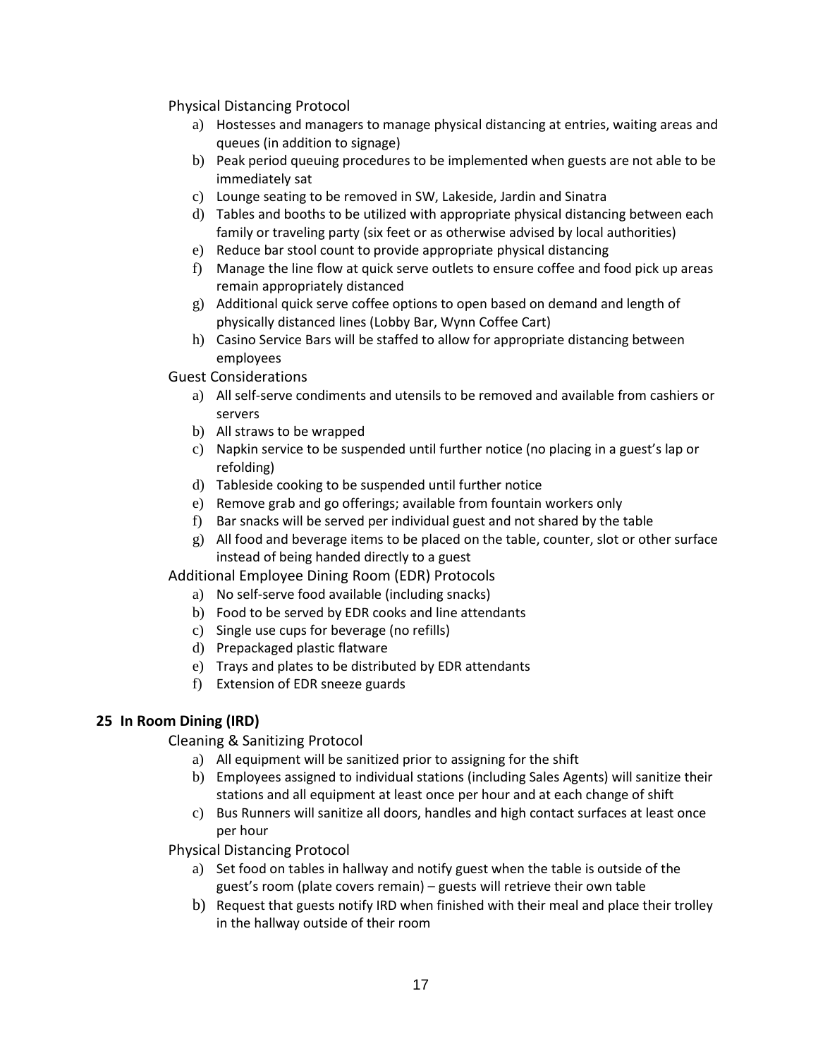Physical Distancing Protocol

a) Hostesses and managers to manage physical distancing at entries, waiting areas and queues (in addition to signage)
b) Peak period queuing procedures to be implemented when guests are not able to be immediately sat
c) Lounge seating to be removed in SW, Lakeside, Jardin and Sinatra
d) Tables and booths to be utilized with appropriate physical distancing between each family or traveling party (six feet or as otherwise advised by local authorities)
e) Reduce bar stool count to provide appropriate physical distancing
f) Manage the line flow at quick serve outlets to ensure coffee and food pick up areas remain appropriately distanced
g) Additional quick serve coffee options to open based on demand and length of physically distanced lines (Lobby Bar, Wynn Coffee Cart)
h) Casino Service Bars will be staffed to allow for appropriate distancing between employees

Guest Considerations

a) All self-serve condiments and utensils to be removed and available from cashiers or servers
b) All straws to be wrapped
c) Napkin service to be suspended until further notice (no placing in a guest's lap or refolding)
d) Tableside cooking to be suspended until further notice
e) Remove grab and go offerings; available from fountain workers only
f) Bar snacks will be served per individual guest and not shared by the table
g) All food and beverage items to be placed on the table, counter, slot or other surface instead of being handed directly to a guest

Additional Employee Dining Room (EDR) Protocols

a) No self-serve food available (including snacks)
b) Food to be served by EDR cooks and line attendants
c) Single use cups for beverage (no refills)
d) Prepackaged plastic flatware
e) Trays and plates to be distributed by EDR attendants
f) Extension of EDR sneeze guards

## 25 In Room Dining (IRD)

Cleaning & Sanitizing Protocol

a) All equipment will be sanitized prior to assigning for the shift
b) Employees assigned to individual stations (including Sales Agents) will sanitize their stations and all equipment at least once per hour and at each change of shift
c) Bus Runners will sanitize all doors, handles and high contact surfaces at least once per hour

Physical Distancing Protocol

a) Set food on tables in hallway and notify guest when the table is outside of the guest's room (plate covers remain) – guests will retrieve their own table
b) Request that guests notify IRD when finished with their meal and place their trolley in the hallway outside of their room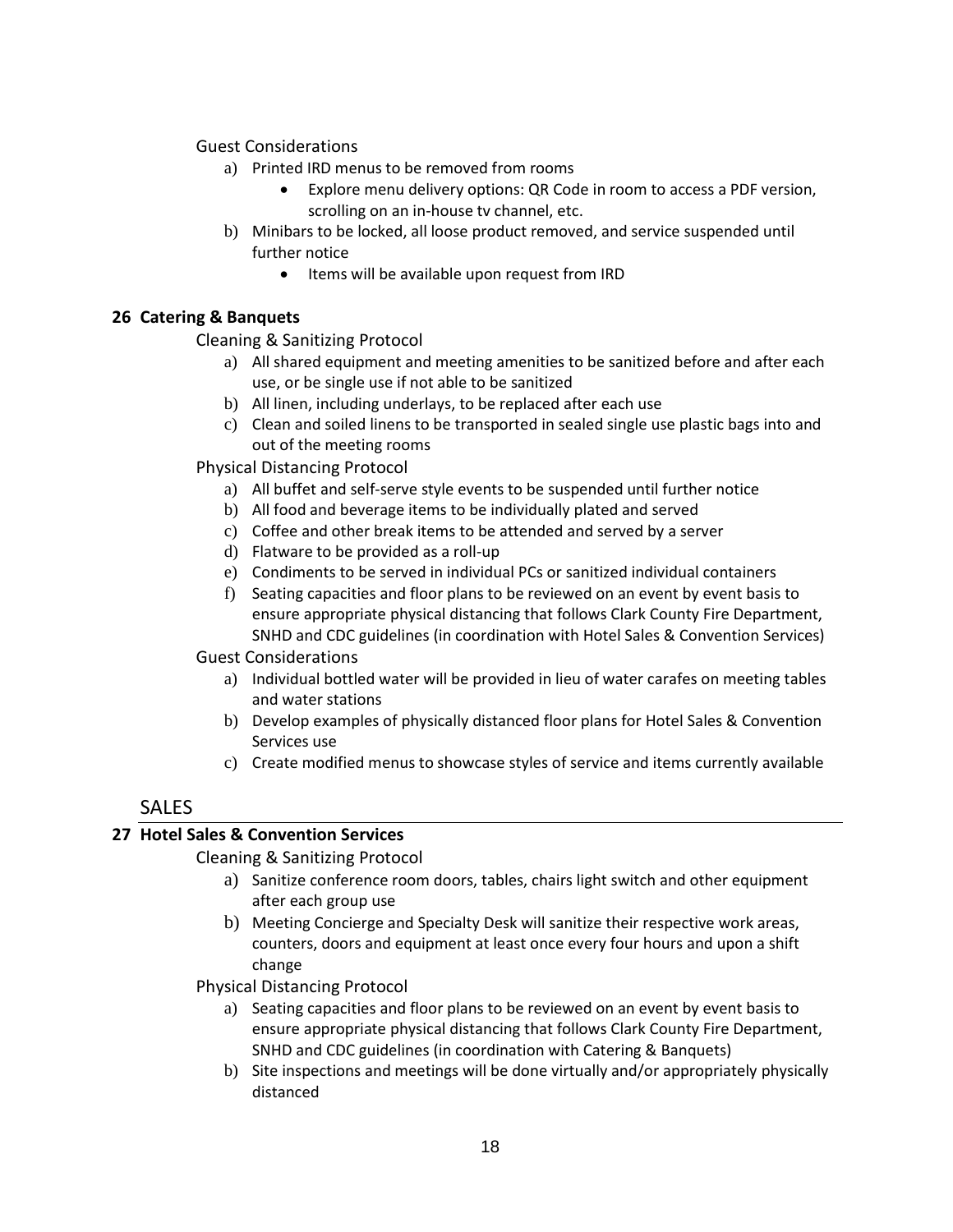Guest Considerations

a) Printed IRD menus to be removed from rooms
    - Explore menu delivery options: QR Code in room to access a PDF version, scrolling on an in-house tv channel, etc.
b) Minibars to be locked, all loose product removed, and service suspended until further notice
    - Items will be available upon request from IRD

### 26 Catering & Banquets

Cleaning & Sanitizing Protocol

a) All shared equipment and meeting amenities to be sanitized before and after each use, or be single use if not able to be sanitized
b) All linen, including underlays, to be replaced after each use
c) Clean and soiled linens to be transported in sealed single use plastic bags into and out of the meeting rooms

Physical Distancing Protocol

a) All buffet and self-serve style events to be suspended until further notice
b) All food and beverage items to be individually plated and served
c) Coffee and other break items to be attended and served by a server
d) Flatware to be provided as a roll-up
e) Condiments to be served in individual PCs or sanitized individual containers
f) Seating capacities and floor plans to be reviewed on an event by event basis to ensure appropriate physical distancing that follows Clark County Fire Department, SNHD and CDC guidelines (in coordination with Hotel Sales & Convention Services)

Guest Considerations

a) Individual bottled water will be provided in lieu of water carafes on meeting tables and water stations
b) Develop examples of physically distanced floor plans for Hotel Sales & Convention Services use
c) Create modified menus to showcase styles of service and items currently available

## SALES

### 27 Hotel Sales & Convention Services

Cleaning & Sanitizing Protocol

a) Sanitize conference room doors, tables, chairs light switch and other equipment after each group use
b) Meeting Concierge and Specialty Desk will sanitize their respective work areas, counters, doors and equipment at least once every four hours and upon a shift change

Physical Distancing Protocol

a) Seating capacities and floor plans to be reviewed on an event by event basis to ensure appropriate physical distancing that follows Clark County Fire Department, SNHD and CDC guidelines (in coordination with Catering & Banquets)
b) Site inspections and meetings will be done virtually and/or appropriately physically distanced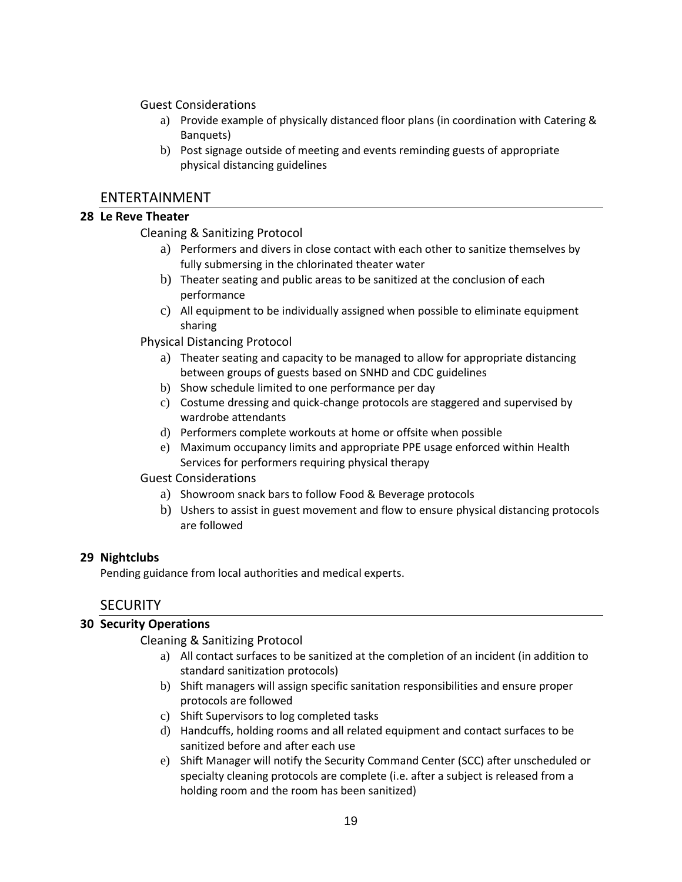Guest Considerations

a) Provide example of physically distanced floor plans (in coordination with Catering & Banquets)
b) Post signage outside of meeting and events reminding guests of appropriate physical distancing guidelines

## ENTERTAINMENT

### 28 Le Reve Theater

Cleaning & Sanitizing Protocol

a) Performers and divers in close contact with each other to sanitize themselves by fully submersing in the chlorinated theater water
b) Theater seating and public areas to be sanitized at the conclusion of each performance
c) All equipment to be individually assigned when possible to eliminate equipment sharing

Physical Distancing Protocol

a) Theater seating and capacity to be managed to allow for appropriate distancing between groups of guests based on SNHD and CDC guidelines
b) Show schedule limited to one performance per day
c) Costume dressing and quick-change protocols are staggered and supervised by wardrobe attendants
d) Performers complete workouts at home or offsite when possible
e) Maximum occupancy limits and appropriate PPE usage enforced within Health Services for performers requiring physical therapy

Guest Considerations

a) Showroom snack bars to follow Food & Beverage protocols
b) Ushers to assist in guest movement and flow to ensure physical distancing protocols are followed

### 29 Nightclubs

Pending guidance from local authorities and medical experts.

## SECURITY

### 30 Security Operations

Cleaning & Sanitizing Protocol

a) All contact surfaces to be sanitized at the completion of an incident (in addition to standard sanitization protocols)
b) Shift managers will assign specific sanitation responsibilities and ensure proper protocols are followed
c) Shift Supervisors to log completed tasks
d) Handcuffs, holding rooms and all related equipment and contact surfaces to be sanitized before and after each use
e) Shift Manager will notify the Security Command Center (SCC) after unscheduled or specialty cleaning protocols are complete (i.e. after a subject is released from a holding room and the room has been sanitized)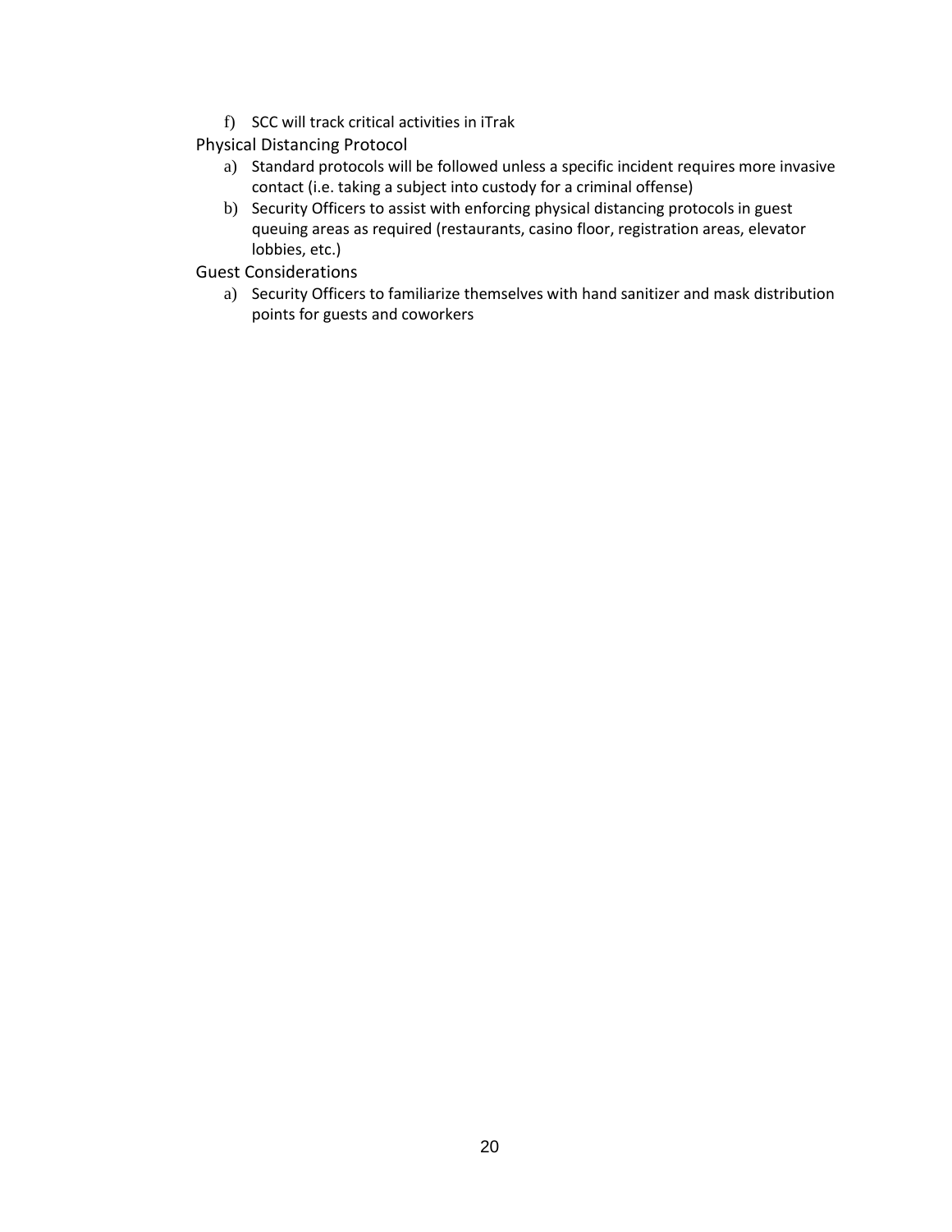f) SCC will track critical activities in iTrak

### Physical Distancing Protocol

a) Standard protocols will be followed unless a specific incident requires more invasive contact (i.e. taking a subject into custody for a criminal offense)
b) Security Officers to assist with enforcing physical distancing protocols in guest queuing areas as required (restaurants, casino floor, registration areas, elevator lobbies, etc.)

### Guest Considerations

a) Security Officers to familiarize themselves with hand sanitizer and mask distribution points for guests and coworkers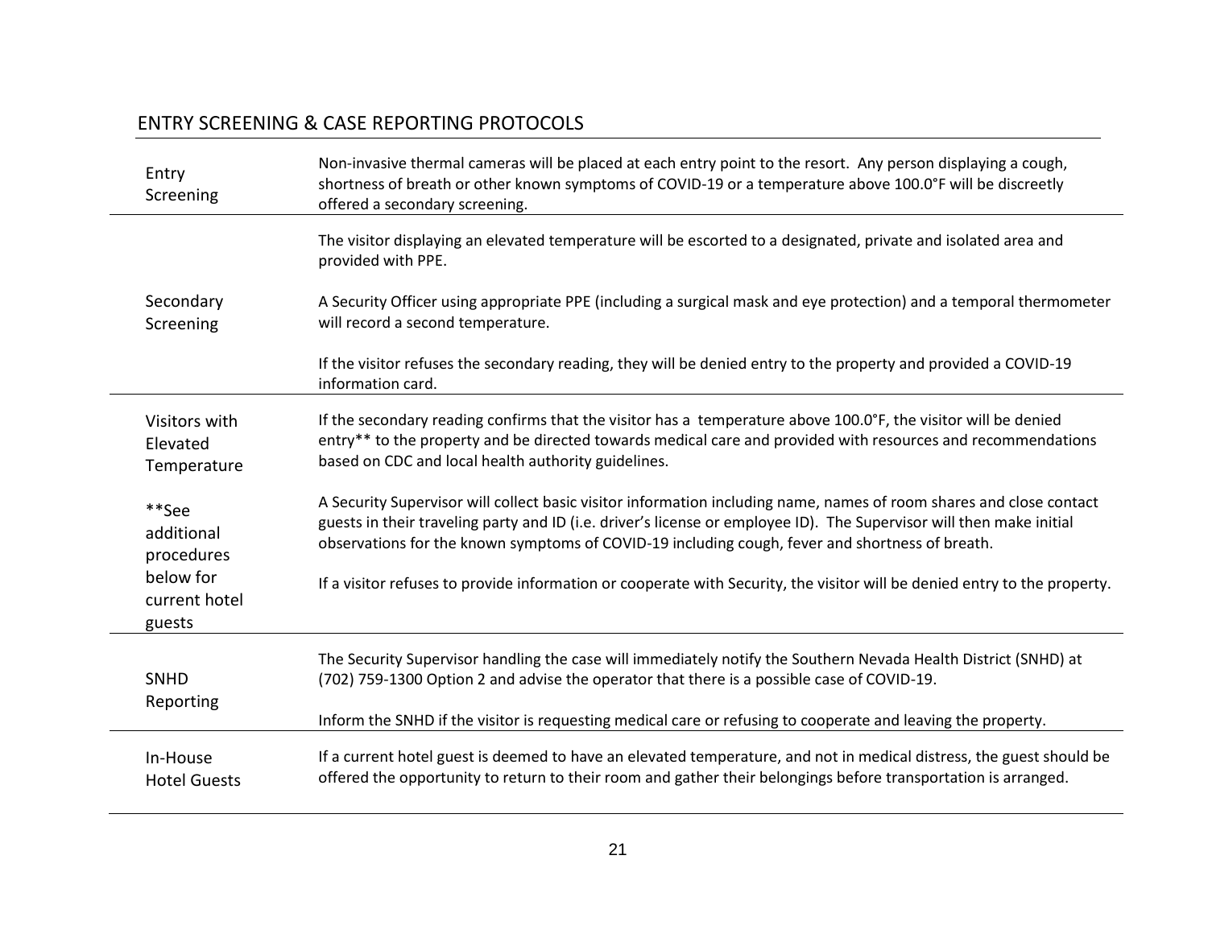## ENTRY SCREENING & CASE REPORTING PROTOCOLS

| | |
|---|---|
| Entry Screening | Non-invasive thermal cameras will be placed at each entry point to the resort. Any person displaying a cough, shortness of breath or other known symptoms of COVID-19 or a temperature above 100.0°F will be discreetly offered a secondary screening. |
| Secondary Screening | The visitor displaying an elevated temperature will be escorted to a designated, private and isolated area and provided with PPE.<br><br>A Security Officer using appropriate PPE (including a surgical mask and eye protection) and a temporal thermometer will record a second temperature.<br><br>If the visitor refuses the secondary reading, they will be denied entry to the property and provided a COVID-19 information card. |
| Visitors with Elevated Temperature<br><br>**See additional procedures below for current hotel guests | If the secondary reading confirms that the visitor has a temperature above 100.0°F, the visitor will be denied entry** to the property and be directed towards medical care and provided with resources and recommendations based on CDC and local health authority guidelines.<br><br>A Security Supervisor will collect basic visitor information including name, names of room shares and close contact guests in their traveling party and ID (i.e. driver's license or employee ID). The Supervisor will then make initial observations for the known symptoms of COVID-19 including cough, fever and shortness of breath.<br><br>If a visitor refuses to provide information or cooperate with Security, the visitor will be denied entry to the property. |
| SNHD Reporting | The Security Supervisor handling the case will immediately notify the Southern Nevada Health District (SNHD) at (702) 759-1300 Option 2 and advise the operator that there is a possible case of COVID-19.<br><br>Inform the SNHD if the visitor is requesting medical care or refusing to cooperate and leaving the property. |
| In-House Hotel Guests | If a current hotel guest is deemed to have an elevated temperature, and not in medical distress, the guest should be offered the opportunity to return to their room and gather their belongings before transportation is arranged. |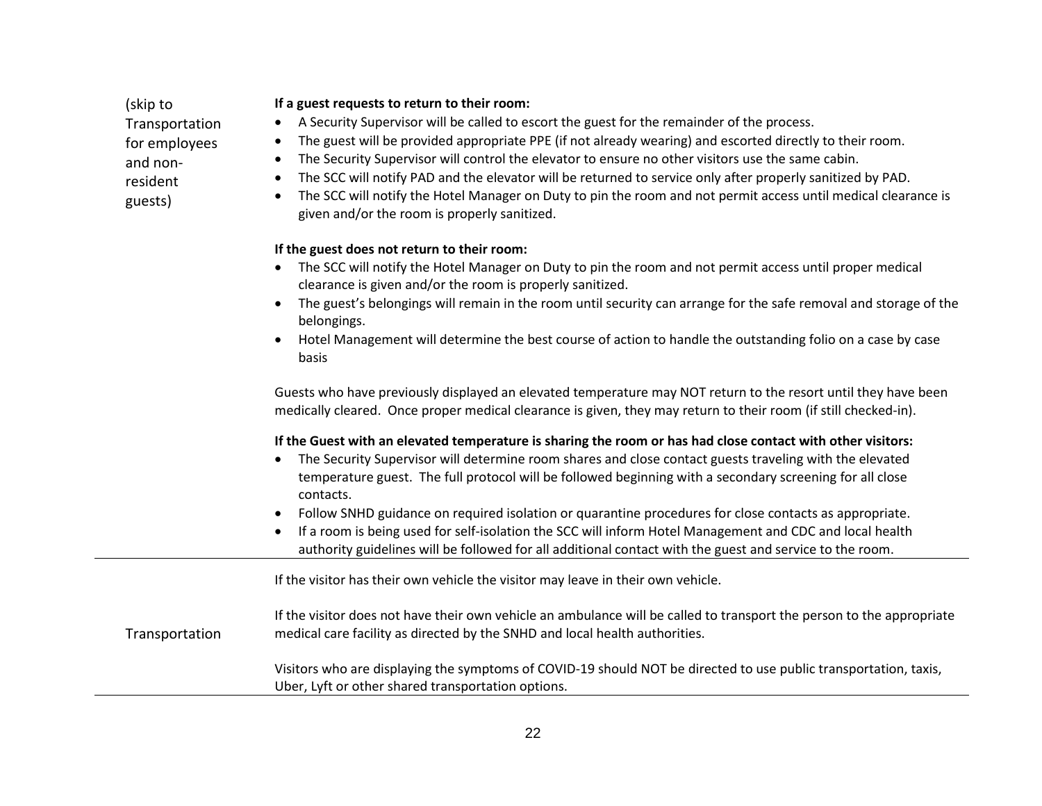| | |
|---|---|
| (skip to Transportation for employees and non-resident guests) | **If a guest requests to return to their room:**<br>• A Security Supervisor will be called to escort the guest for the remainder of the process.<br>• The guest will be provided appropriate PPE (if not already wearing) and escorted directly to their room.<br>• The Security Supervisor will control the elevator to ensure no other visitors use the same cabin.<br>• The SCC will notify PAD and the elevator will be returned to service only after properly sanitized by PAD.<br>• The SCC will notify the Hotel Manager on Duty to pin the room and not permit access until medical clearance is given and/or the room is properly sanitized.<br><br>**If the guest does not return to their room:**<br>• The SCC will notify the Hotel Manager on Duty to pin the room and not permit access until proper medical clearance is given and/or the room is properly sanitized.<br>• The guest's belongings will remain in the room until security can arrange for the safe removal and storage of the belongings.<br>• Hotel Management will determine the best course of action to handle the outstanding folio on a case by case basis<br><br>Guests who have previously displayed an elevated temperature may NOT return to the resort until they have been medically cleared. Once proper medical clearance is given, they may return to their room (if still checked-in).<br><br>**If the Guest with an elevated temperature is sharing the room or has had close contact with other visitors:**<br>• The Security Supervisor will determine room shares and close contact guests traveling with the elevated temperature guest. The full protocol will be followed beginning with a secondary screening for all close contacts.<br>• Follow SNHD guidance on required isolation or quarantine procedures for close contacts as appropriate.<br>• If a room is being used for self-isolation the SCC will inform Hotel Management and CDC and local health authority guidelines will be followed for all additional contact with the guest and service to the room. |
| Transportation | If the visitor has their own vehicle the visitor may leave in their own vehicle.<br><br>If the visitor does not have their own vehicle an ambulance will be called to transport the person to the appropriate medical care facility as directed by the SNHD and local health authorities.<br><br>Visitors who are displaying the symptoms of COVID-19 should NOT be directed to use public transportation, taxis, Uber, Lyft or other shared transportation options. |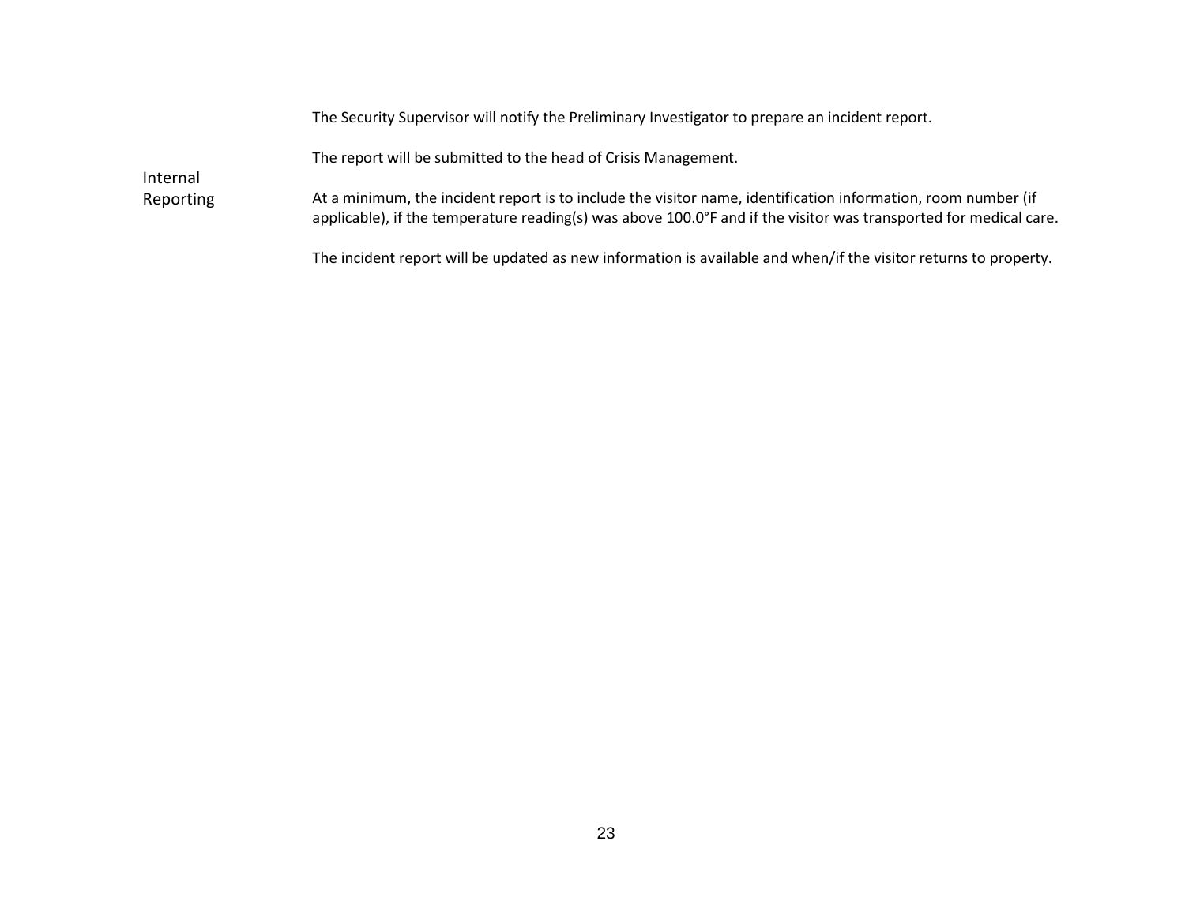| | |
|---|---|
| Internal Reporting | The Security Supervisor will notify the Preliminary Investigator to prepare an incident report.<br><br>The report will be submitted to the head of Crisis Management.<br><br>At a minimum, the incident report is to include the visitor name, identification information, room number (if applicable), if the temperature reading(s) was above 100.0°F and if the visitor was transported for medical care.<br><br>The incident report will be updated as new information is available and when/if the visitor returns to property. |